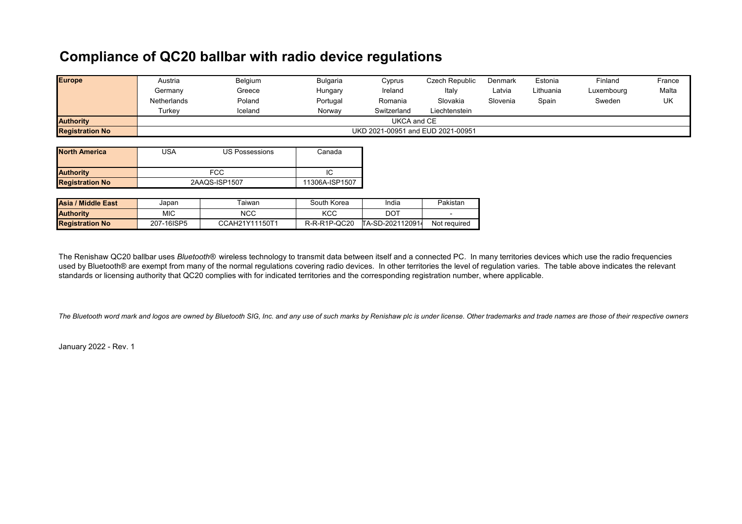# Compliance of QC20 ballbar with radio device regulations

| Europe | | | | | | | | | |
|---|---|---|---|---|---|---|---|---|---|
| | Austria | Belgium | Bulgaria | Cyprus | Czech Republic | Denmark | Estonia | Finland | France |
| | Germany | Greece | Hungary | Ireland | Italy | Latvia | Lithuania | Luxembourg | Malta |
| | Netherlands | Poland | Portugal | Romania | Slovakia | Slovenia | Spain | Sweden | UK |
| | Turkey | Iceland | Norway | Switzerland | Liechtenstein | | | | |
| **Authority** | UKCA and CE | | | | | | | | |
| **Registration No** | UKD 2021-00951 and EUD 2021-00951 | | | | | | | | |

| North America | USA | US Possessions | Canada |
|---|---|---|---|
| **Authority** | FCC | | IC |
| **Registration No** | 2AAQS-ISP1507 | | 11306A-ISP1507 |

| Asia / Middle East | Japan | Taiwan | South Korea | India | Pakistan |
|---|---|---|---|---|---|
| **Authority** | MIC | NCC | KCC | DOT | - |
| **Registration No** | 207-16ISP5 | CCAH21Y11150T1 | R-R-R1P-QC20 | TA-SD-2021120914 | Not required |

The Renishaw QC20 ballbar uses *Bluetooth*® wireless technology to transmit data between itself and a connected PC. In many territories devices which use the radio frequencies used by Bluetooth® are exempt from many of the normal regulations covering radio devices. In other territories the level of regulation varies. The table above indicates the relevant standards or licensing authority that QC20 complies with for indicated territories and the corresponding registration number, where applicable.

*The Bluetooth word mark and logos are owned by Bluetooth SIG, Inc. and any use of such marks by Renishaw plc is under license. Other trademarks and trade names are those of their respective owners*

January 2022 - Rev. 1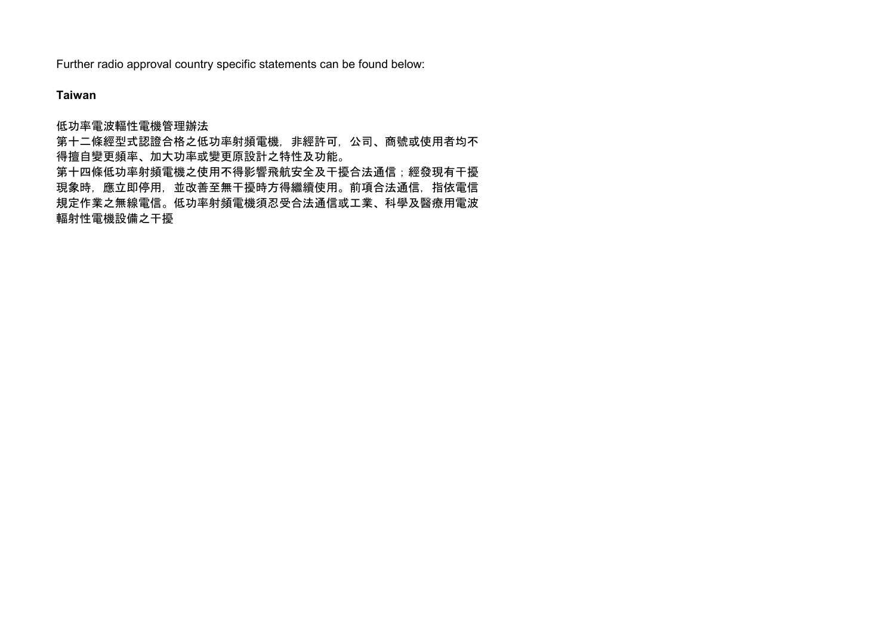Further radio approval country specific statements can be found below:

**Taiwan**

低功率電波輻性電機管理辦法

第十二條經型式認證合格之低功率射頻電機，非經許可，公司、商號或使用者均不得擅自變更頻率、加大功率或變更原設計之特性及功能。

第十四條低功率射頻電機之使用不得影響飛航安全及干擾合法通信；經發現有干擾現象時，應立即停用，並改善至無干擾時方得繼續使用。前項合法通信，指依電信規定作業之無線電信。低功率射頻電機須忍受合法通信或工業、科學及醫療用電波輻射性電機設備之干擾